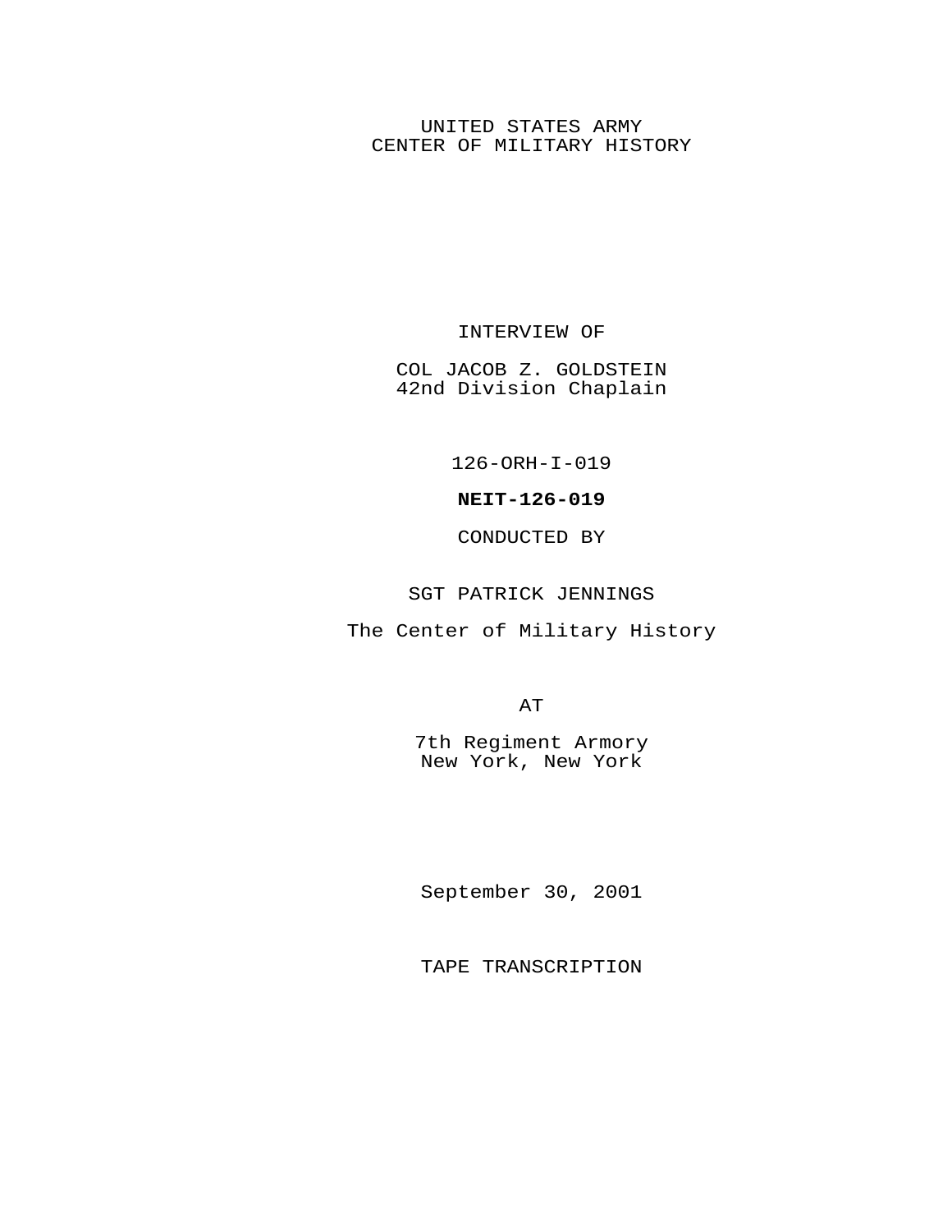UNITED STATES ARMY
CENTER OF MILITARY HISTORY

INTERVIEW OF

COL JACOB Z. GOLDSTEIN
42nd Division Chaplain

126-ORH-I-019

**NEIT-126-019**

CONDUCTED BY

SGT PATRICK JENNINGS

The Center of Military History

AT

7th Regiment Armory
New York, New York

September 30, 2001

TAPE TRANSCRIPTION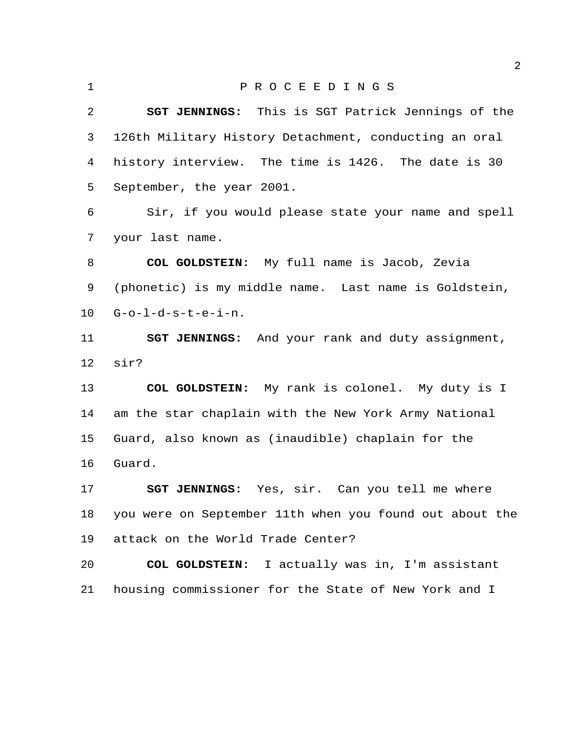P R O C E E D I N G S

**SGT JENNINGS:** This is SGT Patrick Jennings of the 126th Military History Detachment, conducting an oral history interview. The time is 1426. The date is 30 September, the year 2001.

Sir, if you would please state your name and spell your last name.

**COL GOLDSTEIN:** My full name is Jacob, Zevia (phonetic) is my middle name. Last name is Goldstein, G-o-l-d-s-t-e-i-n.

**SGT JENNINGS:** And your rank and duty assignment, sir?

**COL GOLDSTEIN:** My rank is colonel. My duty is I am the star chaplain with the New York Army National Guard, also known as (inaudible) chaplain for the Guard.

**SGT JENNINGS:** Yes, sir. Can you tell me where you were on September 11th when you found out about the attack on the World Trade Center?

**COL GOLDSTEIN:** I actually was in, I'm assistant housing commissioner for the State of New York and I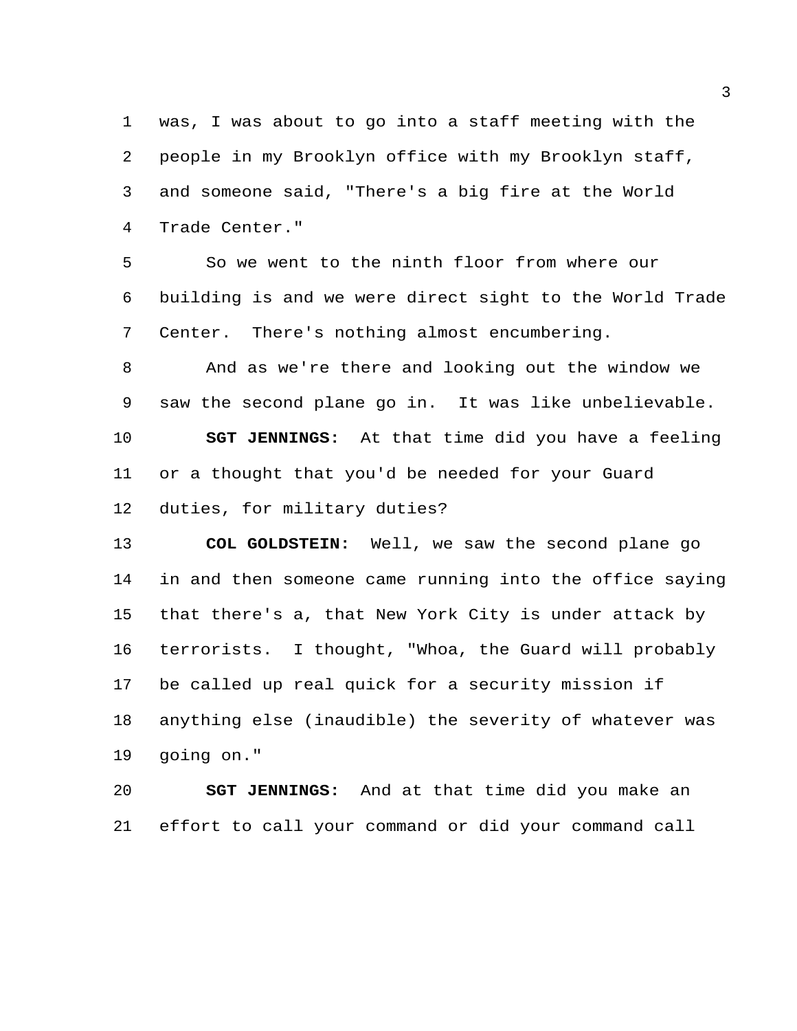was, I was about to go into a staff meeting with the people in my Brooklyn office with my Brooklyn staff, and someone said, "There's a big fire at the World Trade Center."

So we went to the ninth floor from where our building is and we were direct sight to the World Trade Center. There's nothing almost encumbering.

And as we're there and looking out the window we saw the second plane go in. It was like unbelievable.

**SGT JENNINGS:** At that time did you have a feeling or a thought that you'd be needed for your Guard duties, for military duties?

**COL GOLDSTEIN:** Well, we saw the second plane go in and then someone came running into the office saying that there's a, that New York City is under attack by terrorists. I thought, "Whoa, the Guard will probably be called up real quick for a security mission if anything else (inaudible) the severity of whatever was going on."

**SGT JENNINGS:** And at that time did you make an effort to call your command or did your command call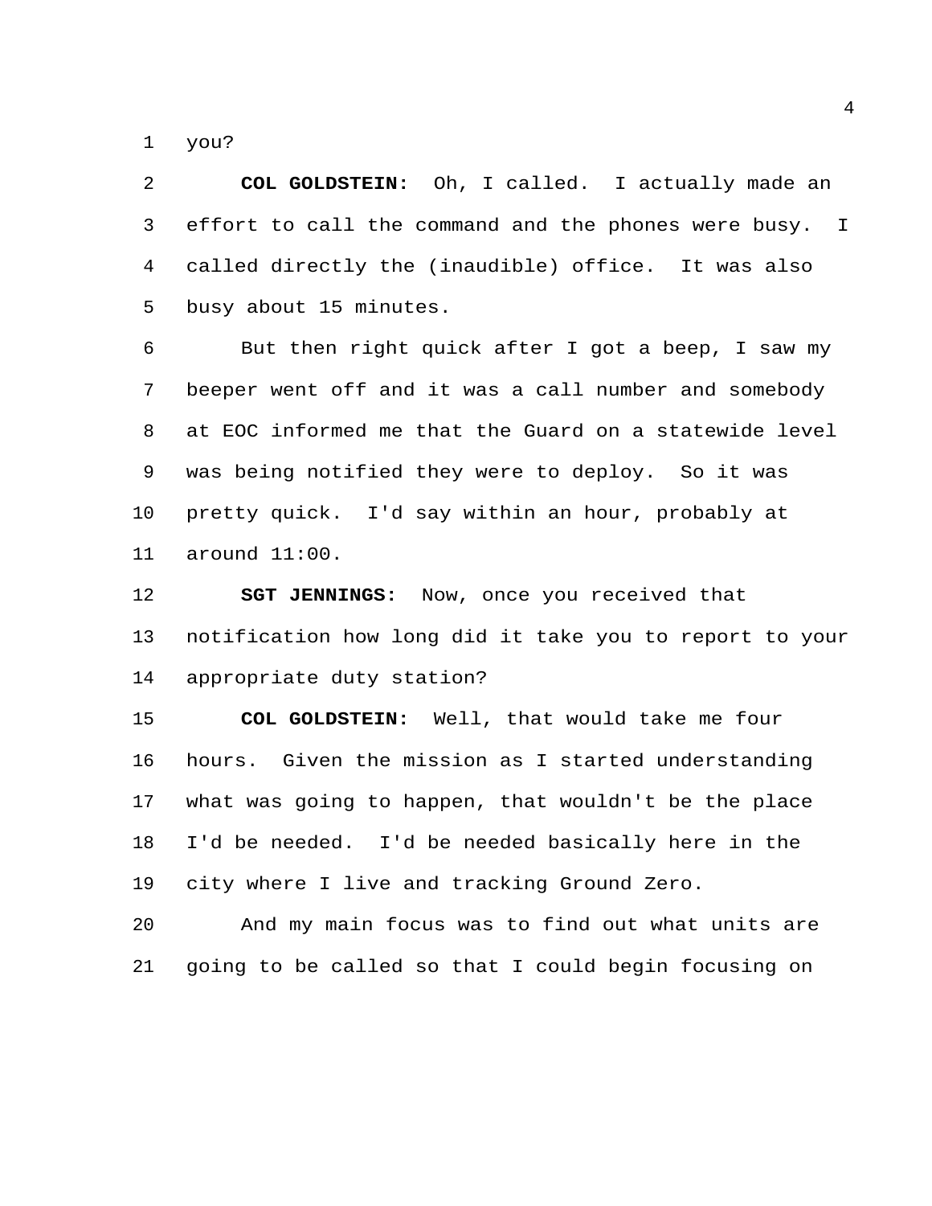you?

**COL GOLDSTEIN:** Oh, I called. I actually made an effort to call the command and the phones were busy. I called directly the (inaudible) office. It was also busy about 15 minutes.

But then right quick after I got a beep, I saw my beeper went off and it was a call number and somebody at EOC informed me that the Guard on a statewide level was being notified they were to deploy. So it was pretty quick. I'd say within an hour, probably at around 11:00.

**SGT JENNINGS:** Now, once you received that notification how long did it take you to report to your appropriate duty station?

**COL GOLDSTEIN:** Well, that would take me four hours. Given the mission as I started understanding what was going to happen, that wouldn't be the place I'd be needed. I'd be needed basically here in the city where I live and tracking Ground Zero.

And my main focus was to find out what units are going to be called so that I could begin focusing on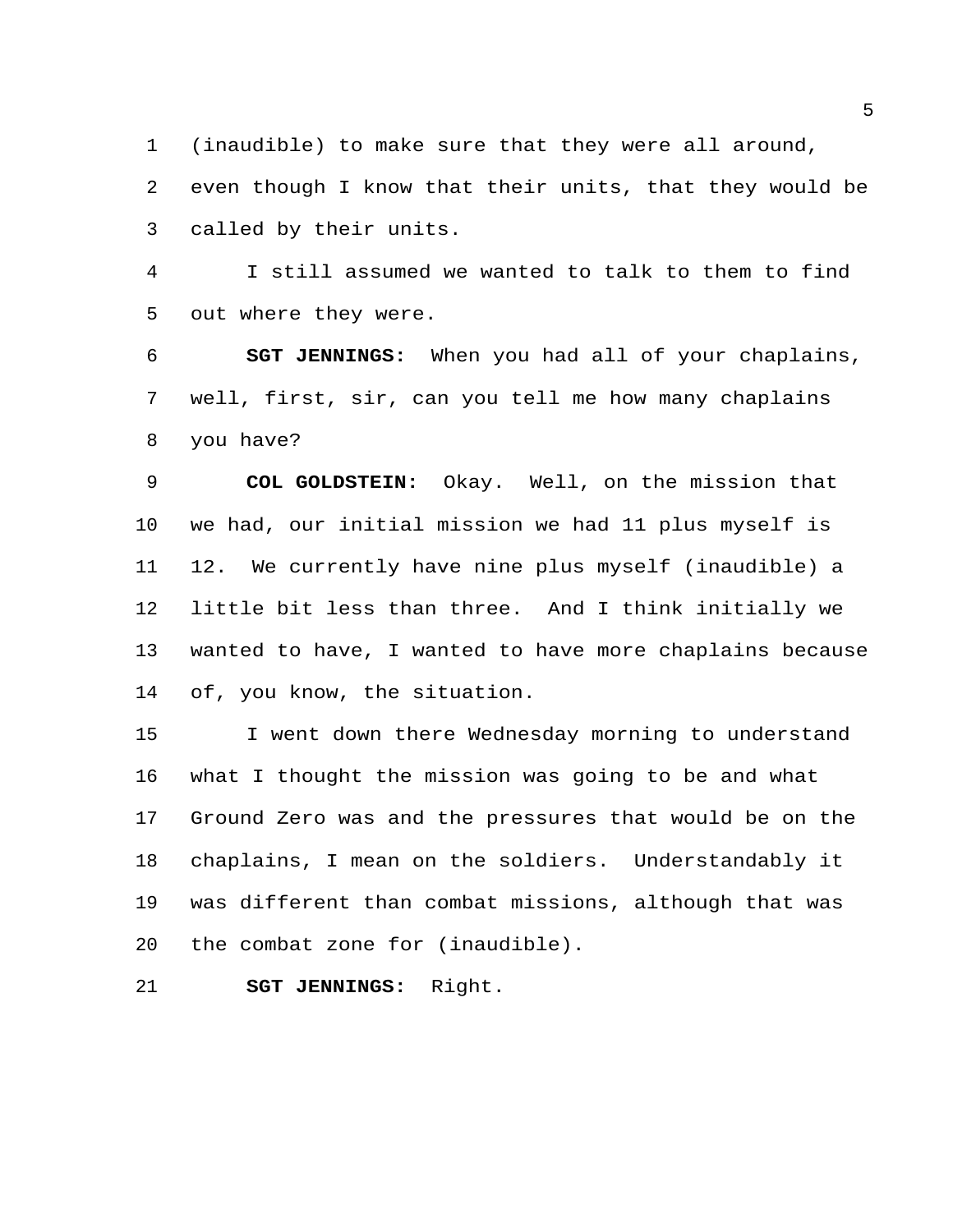(inaudible) to make sure that they were all around, even though I know that their units, that they would be called by their units.

I still assumed we wanted to talk to them to find out where they were.

**SGT JENNINGS:** When you had all of your chaplains, well, first, sir, can you tell me how many chaplains you have?

**COL GOLDSTEIN:** Okay. Well, on the mission that we had, our initial mission we had 11 plus myself is 12. We currently have nine plus myself (inaudible) a little bit less than three. And I think initially we wanted to have, I wanted to have more chaplains because of, you know, the situation.

I went down there Wednesday morning to understand what I thought the mission was going to be and what Ground Zero was and the pressures that would be on the chaplains, I mean on the soldiers. Understandably it was different than combat missions, although that was the combat zone for (inaudible).

**SGT JENNINGS:** Right.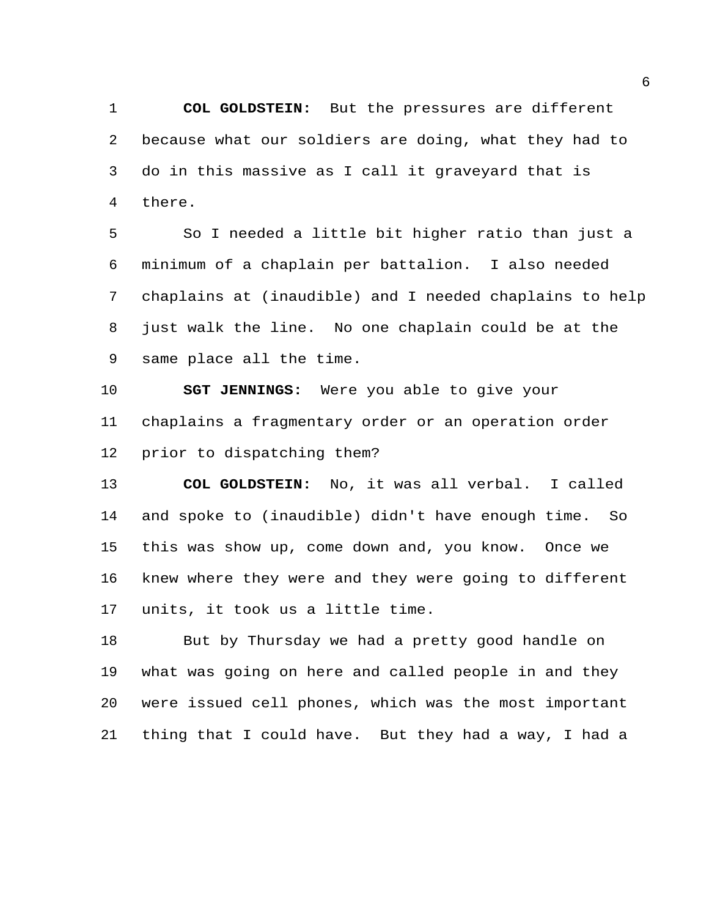**COL GOLDSTEIN:** But the pressures are different because what our soldiers are doing, what they had to do in this massive as I call it graveyard that is there.

So I needed a little bit higher ratio than just a minimum of a chaplain per battalion. I also needed chaplains at (inaudible) and I needed chaplains to help just walk the line. No one chaplain could be at the same place all the time.

**SGT JENNINGS:** Were you able to give your chaplains a fragmentary order or an operation order prior to dispatching them?

**COL GOLDSTEIN:** No, it was all verbal. I called and spoke to (inaudible) didn't have enough time. So this was show up, come down and, you know. Once we knew where they were and they were going to different units, it took us a little time.

But by Thursday we had a pretty good handle on what was going on here and called people in and they were issued cell phones, which was the most important thing that I could have. But they had a way, I had a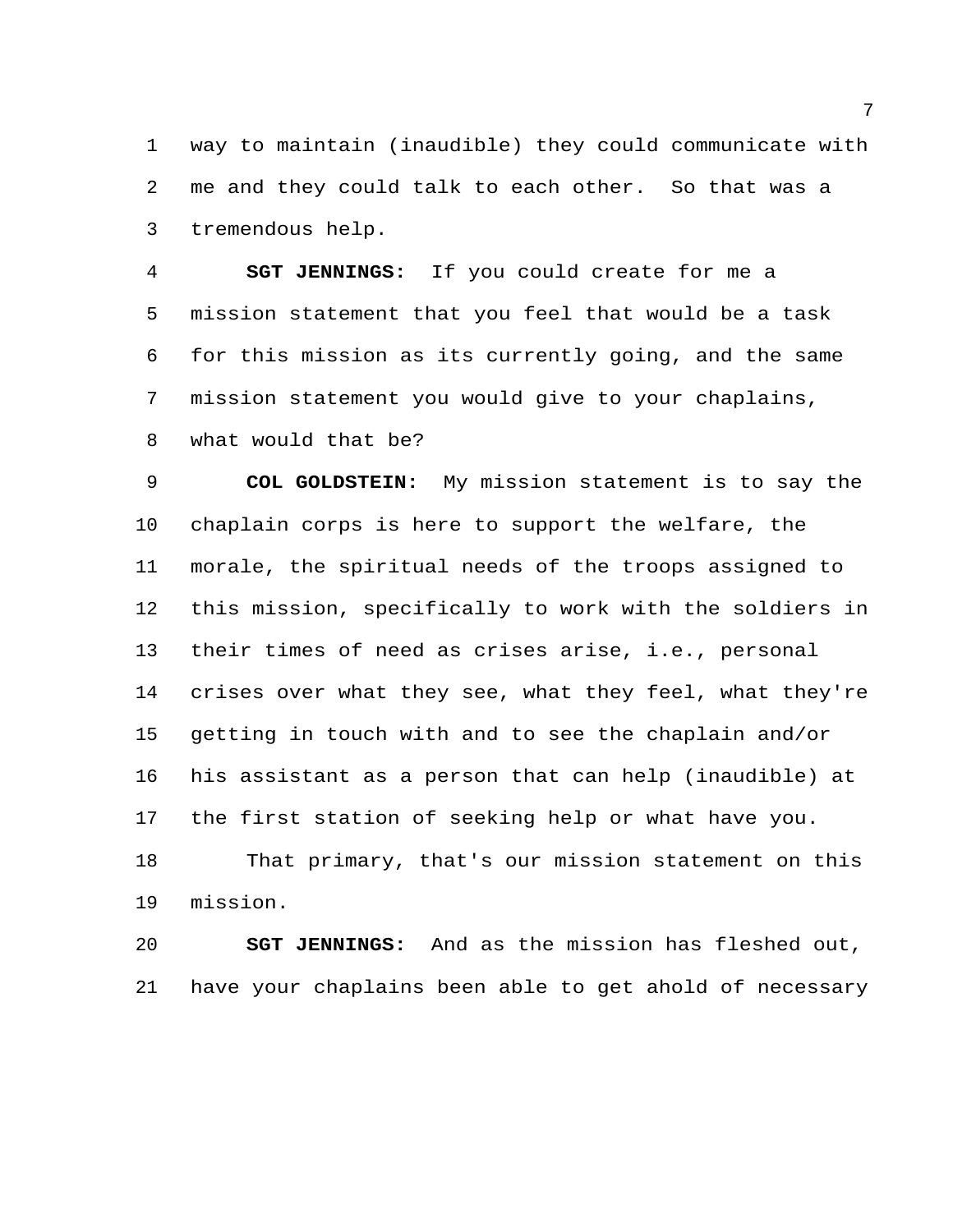way to maintain (inaudible) they could communicate with me and they could talk to each other. So that was a tremendous help.

**SGT JENNINGS:** If you could create for me a mission statement that you feel that would be a task for this mission as its currently going, and the same mission statement you would give to your chaplains, what would that be?

**COL GOLDSTEIN:** My mission statement is to say the chaplain corps is here to support the welfare, the morale, the spiritual needs of the troops assigned to this mission, specifically to work with the soldiers in their times of need as crises arise, i.e., personal crises over what they see, what they feel, what they're getting in touch with and to see the chaplain and/or his assistant as a person that can help (inaudible) at the first station of seeking help or what have you.

That primary, that's our mission statement on this mission.

**SGT JENNINGS:** And as the mission has fleshed out, have your chaplains been able to get ahold of necessary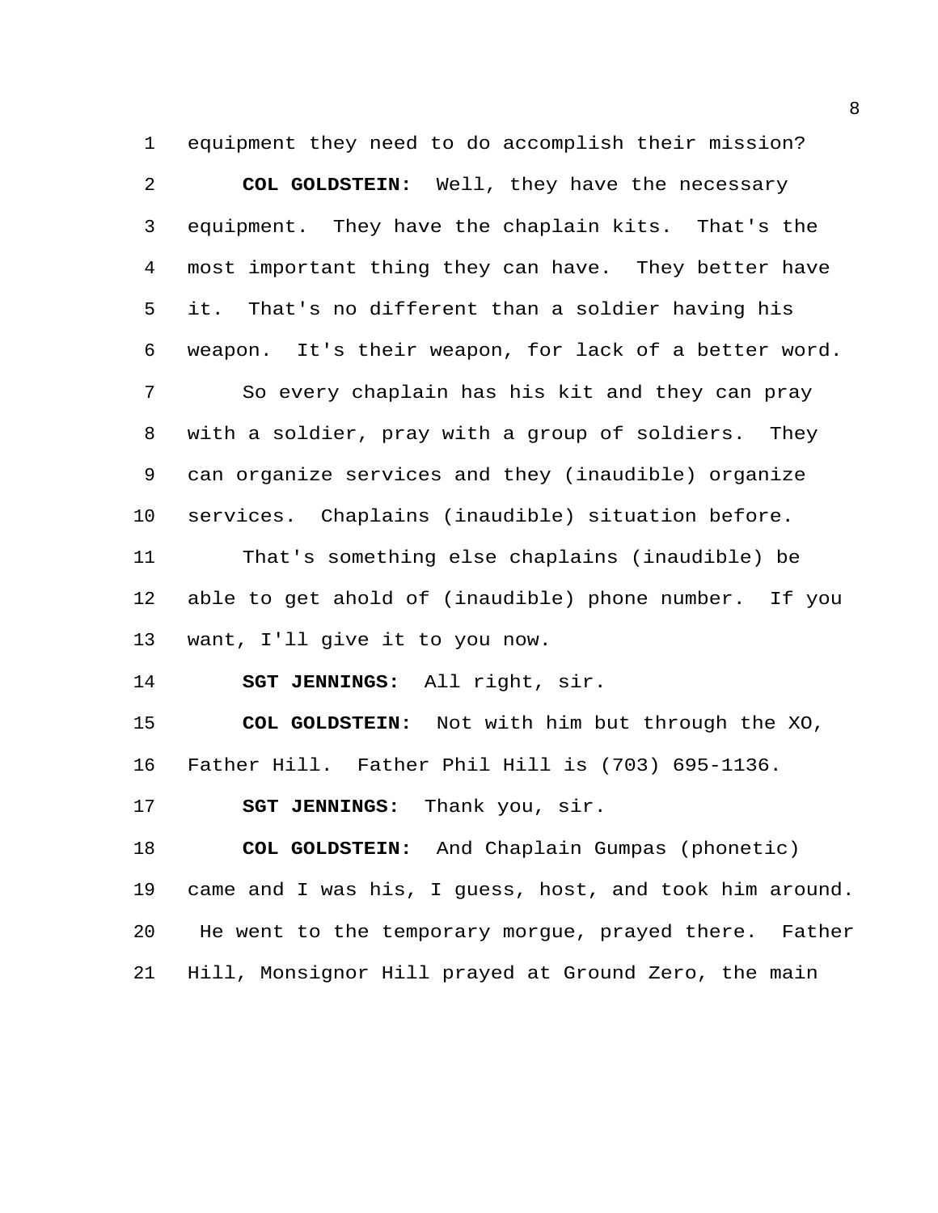equipment they need to do accomplish their mission?

**COL GOLDSTEIN:** Well, they have the necessary equipment. They have the chaplain kits. That's the most important thing they can have. They better have it. That's no different than a soldier having his weapon. It's their weapon, for lack of a better word.

So every chaplain has his kit and they can pray with a soldier, pray with a group of soldiers. They can organize services and they (inaudible) organize services. Chaplains (inaudible) situation before.

That's something else chaplains (inaudible) be able to get ahold of (inaudible) phone number. If you want, I'll give it to you now.

**SGT JENNINGS:** All right, sir.

**COL GOLDSTEIN:** Not with him but through the XO, Father Hill. Father Phil Hill is (703) 695-1136.

**SGT JENNINGS:** Thank you, sir.

**COL GOLDSTEIN:** And Chaplain Gumpas (phonetic) came and I was his, I guess, host, and took him around. He went to the temporary morgue, prayed there. Father Hill, Monsignor Hill prayed at Ground Zero, the main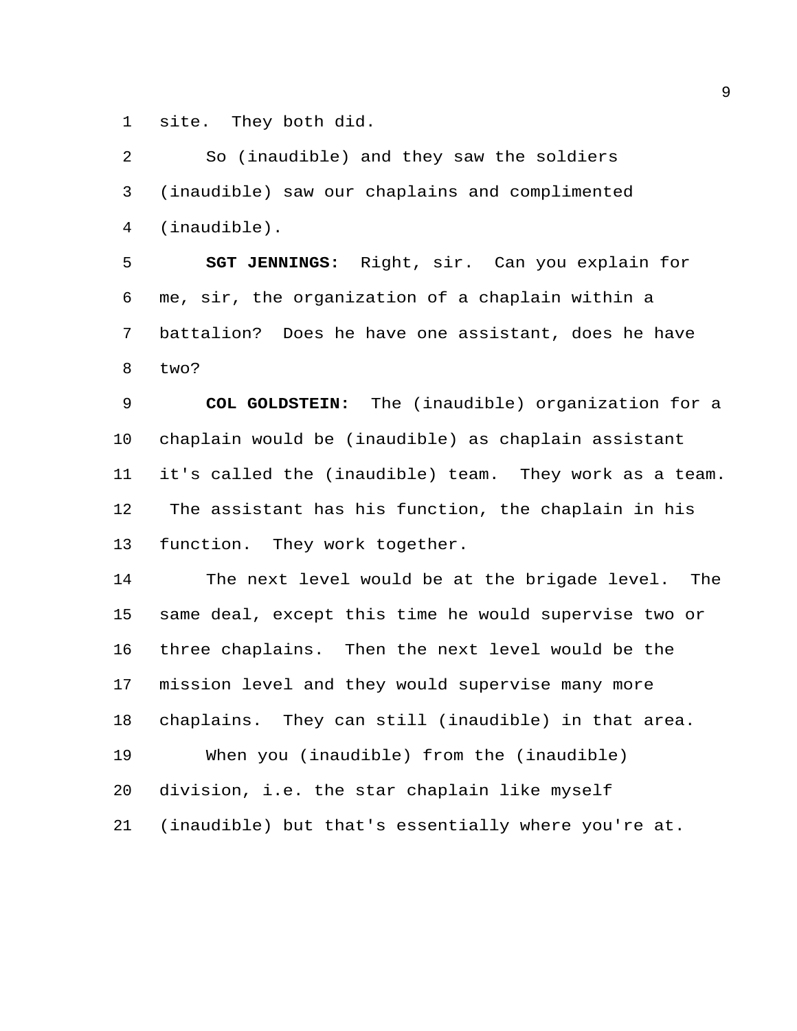site. They both did.

So (inaudible) and they saw the soldiers (inaudible) saw our chaplains and complimented (inaudible).

**SGT JENNINGS:** Right, sir. Can you explain for me, sir, the organization of a chaplain within a battalion? Does he have one assistant, does he have two?

**COL GOLDSTEIN:** The (inaudible) organization for a chaplain would be (inaudible) as chaplain assistant it's called the (inaudible) team. They work as a team. The assistant has his function, the chaplain in his function. They work together.

The next level would be at the brigade level. The same deal, except this time he would supervise two or three chaplains. Then the next level would be the mission level and they would supervise many more chaplains. They can still (inaudible) in that area.

When you (inaudible) from the (inaudible) division, i.e. the star chaplain like myself (inaudible) but that's essentially where you're at.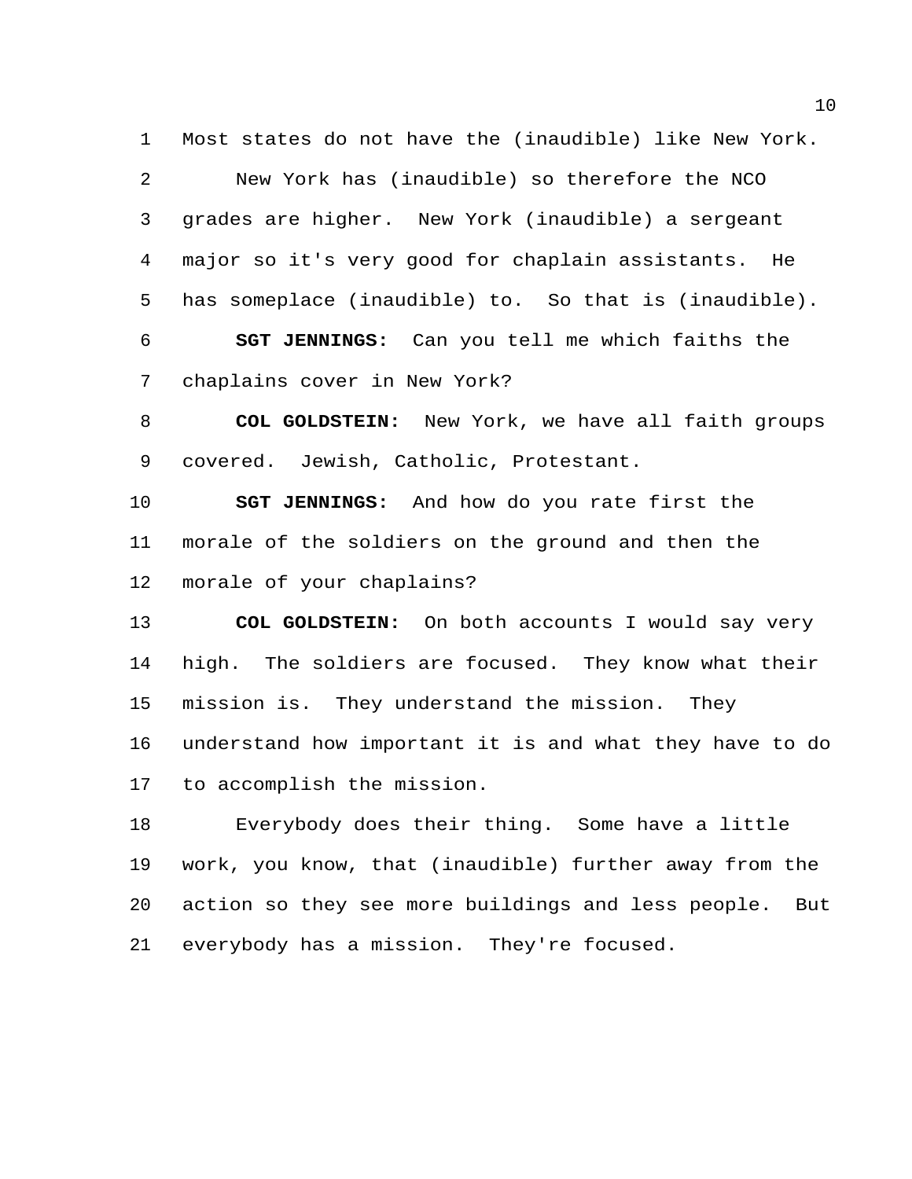Most states do not have the (inaudible) like New York.

New York has (inaudible) so therefore the NCO grades are higher. New York (inaudible) a sergeant major so it's very good for chaplain assistants. He has someplace (inaudible) to. So that is (inaudible).

**SGT JENNINGS:** Can you tell me which faiths the chaplains cover in New York?

**COL GOLDSTEIN:** New York, we have all faith groups covered. Jewish, Catholic, Protestant.

**SGT JENNINGS:** And how do you rate first the morale of the soldiers on the ground and then the morale of your chaplains?

**COL GOLDSTEIN:** On both accounts I would say very high. The soldiers are focused. They know what their mission is. They understand the mission. They understand how important it is and what they have to do to accomplish the mission.

Everybody does their thing. Some have a little work, you know, that (inaudible) further away from the action so they see more buildings and less people. But everybody has a mission. They're focused.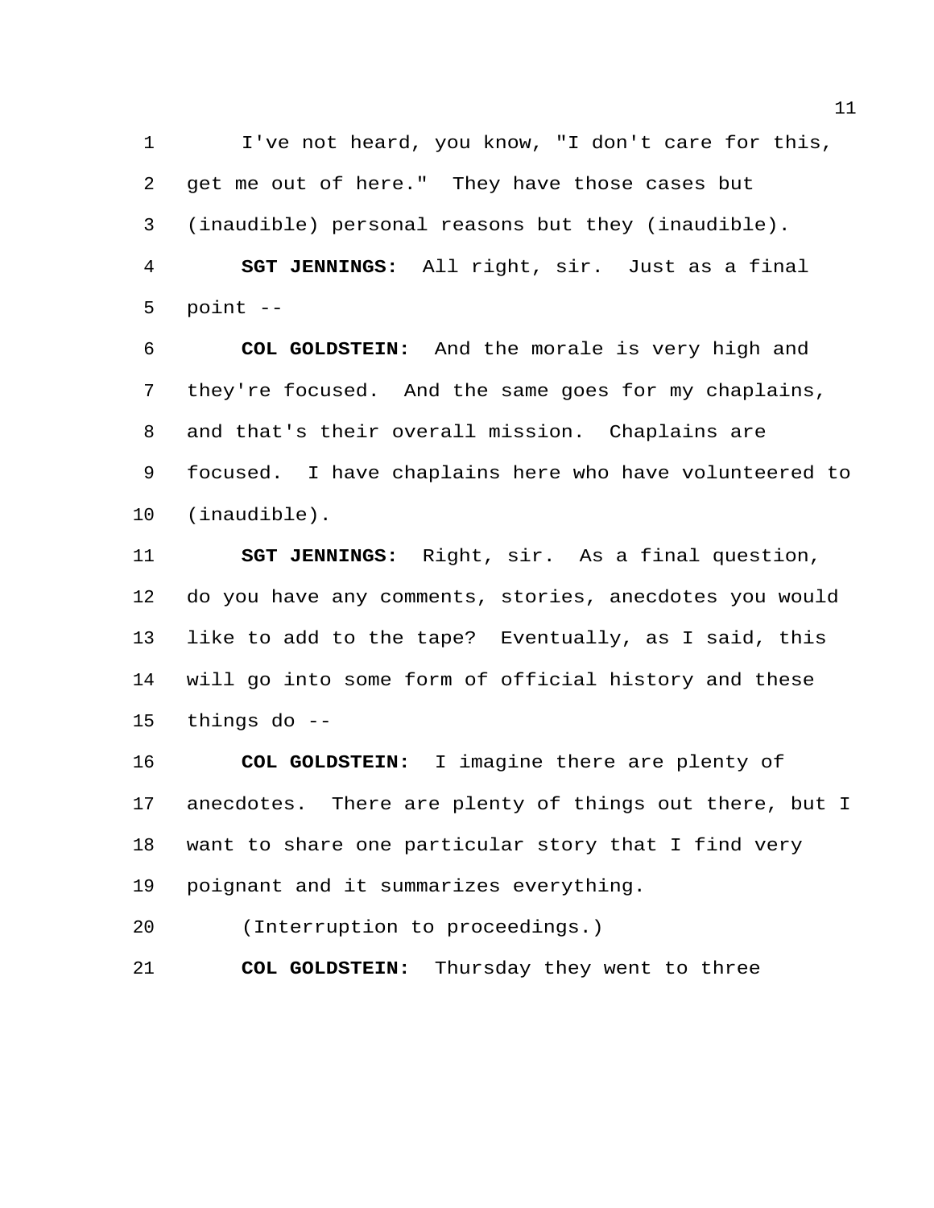I've not heard, you know, "I don't care for this, get me out of here." They have those cases but (inaudible) personal reasons but they (inaudible).

**SGT JENNINGS:** All right, sir. Just as a final point --

**COL GOLDSTEIN:** And the morale is very high and they're focused. And the same goes for my chaplains, and that's their overall mission. Chaplains are focused. I have chaplains here who have volunteered to (inaudible).

**SGT JENNINGS:** Right, sir. As a final question, do you have any comments, stories, anecdotes you would like to add to the tape? Eventually, as I said, this will go into some form of official history and these things do --

**COL GOLDSTEIN:** I imagine there are plenty of anecdotes. There are plenty of things out there, but I want to share one particular story that I find very poignant and it summarizes everything.

(Interruption to proceedings.)

**COL GOLDSTEIN:** Thursday they went to three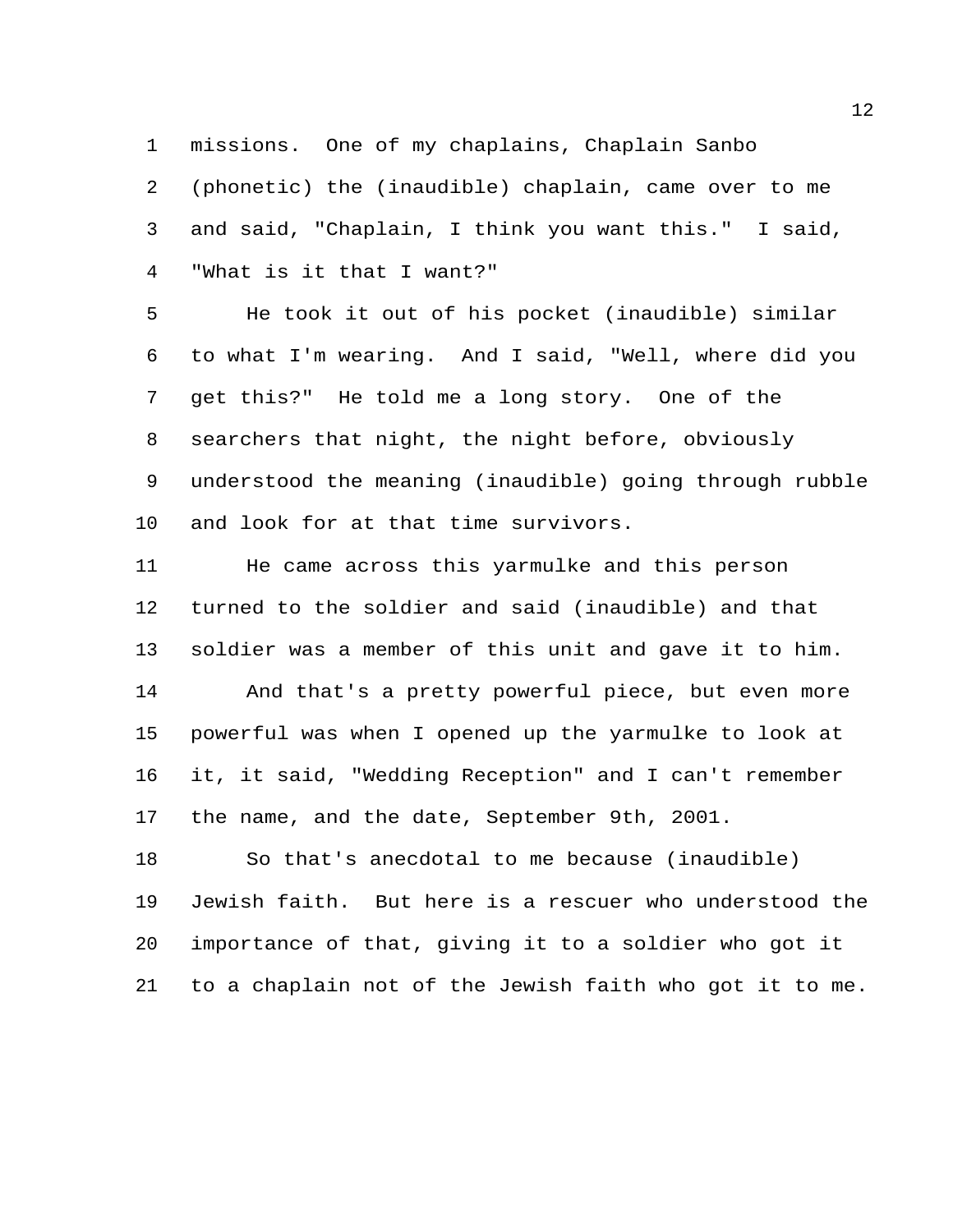missions. One of my chaplains, Chaplain Sanbo (phonetic) the (inaudible) chaplain, came over to me and said, "Chaplain, I think you want this." I said, "What is it that I want?"

He took it out of his pocket (inaudible) similar to what I'm wearing. And I said, "Well, where did you get this?" He told me a long story. One of the searchers that night, the night before, obviously understood the meaning (inaudible) going through rubble and look for at that time survivors.

He came across this yarmulke and this person turned to the soldier and said (inaudible) and that soldier was a member of this unit and gave it to him.

And that's a pretty powerful piece, but even more powerful was when I opened up the yarmulke to look at it, it said, "Wedding Reception" and I can't remember the name, and the date, September 9th, 2001.

So that's anecdotal to me because (inaudible) Jewish faith. But here is a rescuer who understood the importance of that, giving it to a soldier who got it to a chaplain not of the Jewish faith who got it to me.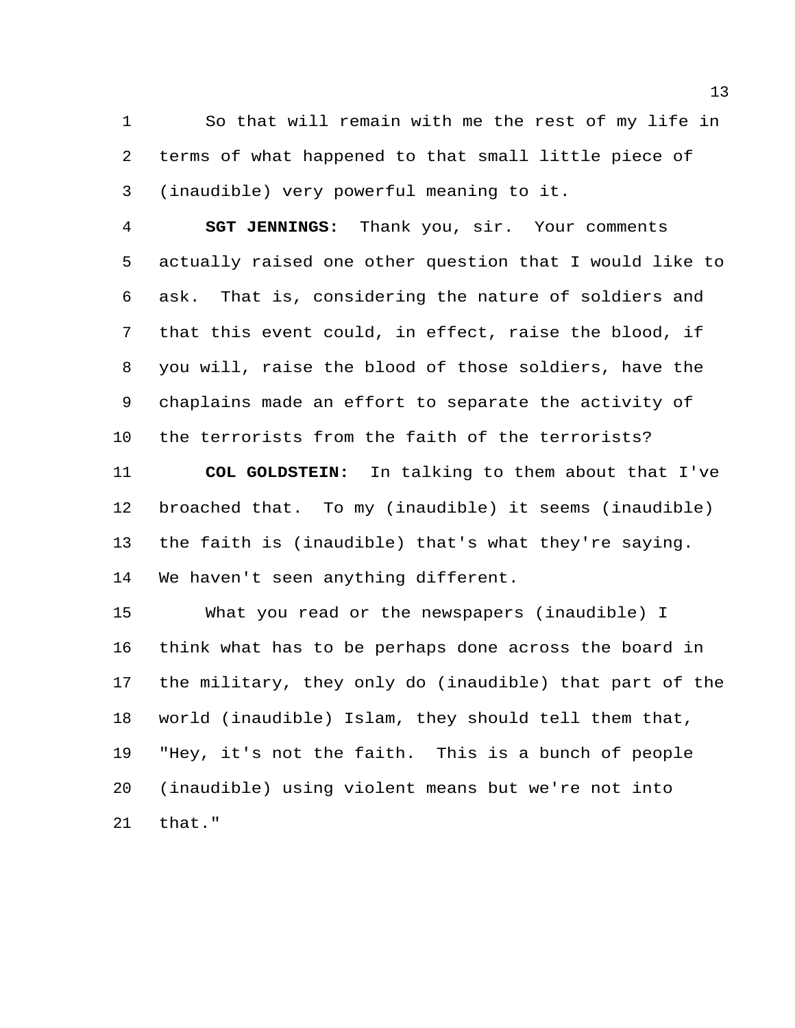So that will remain with me the rest of my life in terms of what happened to that small little piece of (inaudible) very powerful meaning to it.

**SGT JENNINGS:** Thank you, sir. Your comments actually raised one other question that I would like to ask. That is, considering the nature of soldiers and that this event could, in effect, raise the blood, if you will, raise the blood of those soldiers, have the chaplains made an effort to separate the activity of the terrorists from the faith of the terrorists?

**COL GOLDSTEIN:** In talking to them about that I've broached that. To my (inaudible) it seems (inaudible) the faith is (inaudible) that's what they're saying. We haven't seen anything different.

What you read or the newspapers (inaudible) I think what has to be perhaps done across the board in the military, they only do (inaudible) that part of the world (inaudible) Islam, they should tell them that, "Hey, it's not the faith. This is a bunch of people (inaudible) using violent means but we're not into that."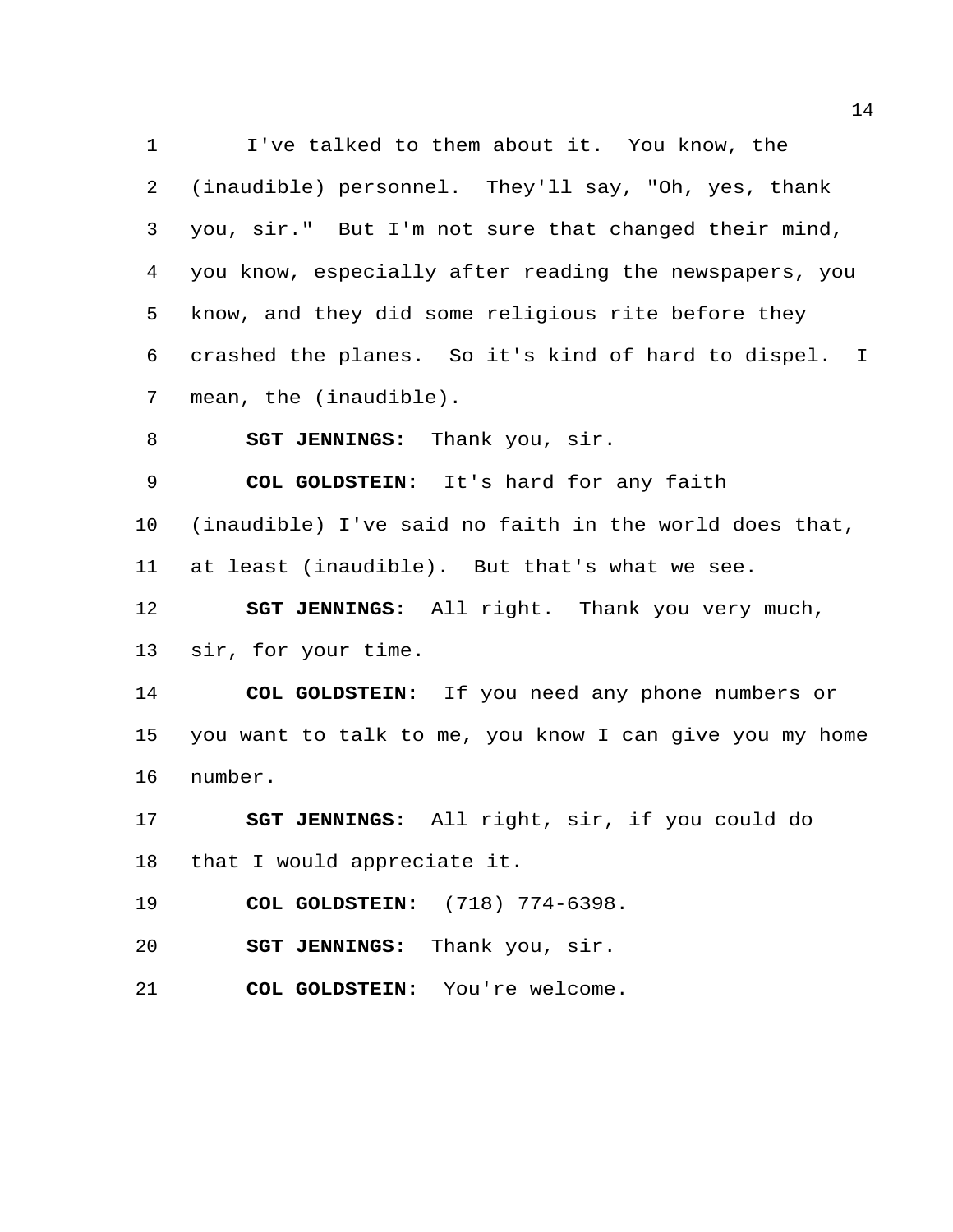I've talked to them about it. You know, the (inaudible) personnel. They'll say, "Oh, yes, thank you, sir." But I'm not sure that changed their mind, you know, especially after reading the newspapers, you know, and they did some religious rite before they crashed the planes. So it's kind of hard to dispel. I mean, the (inaudible).

**SGT JENNINGS:** Thank you, sir.

**COL GOLDSTEIN:** It's hard for any faith (inaudible) I've said no faith in the world does that, at least (inaudible). But that's what we see.

**SGT JENNINGS:** All right. Thank you very much, sir, for your time.

**COL GOLDSTEIN:** If you need any phone numbers or you want to talk to me, you know I can give you my home number.

**SGT JENNINGS:** All right, sir, if you could do that I would appreciate it.

**COL GOLDSTEIN:** (718) 774-6398.

**SGT JENNINGS:** Thank you, sir.

**COL GOLDSTEIN:** You're welcome.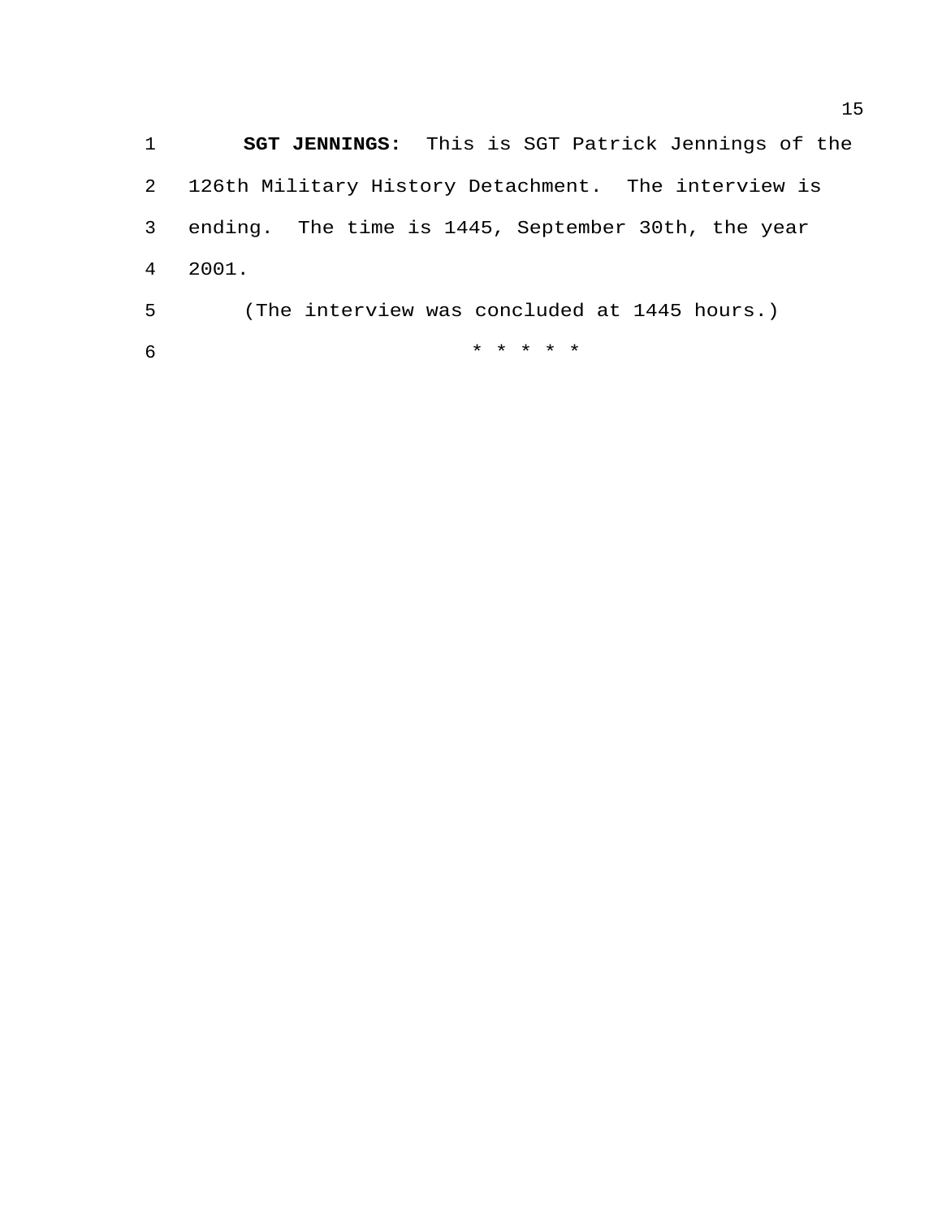**SGT JENNINGS:** This is SGT Patrick Jennings of the 126th Military History Detachment. The interview is ending. The time is 1445, September 30th, the year 2001.

(The interview was concluded at 1445 hours.)

\* \* \* \* \*